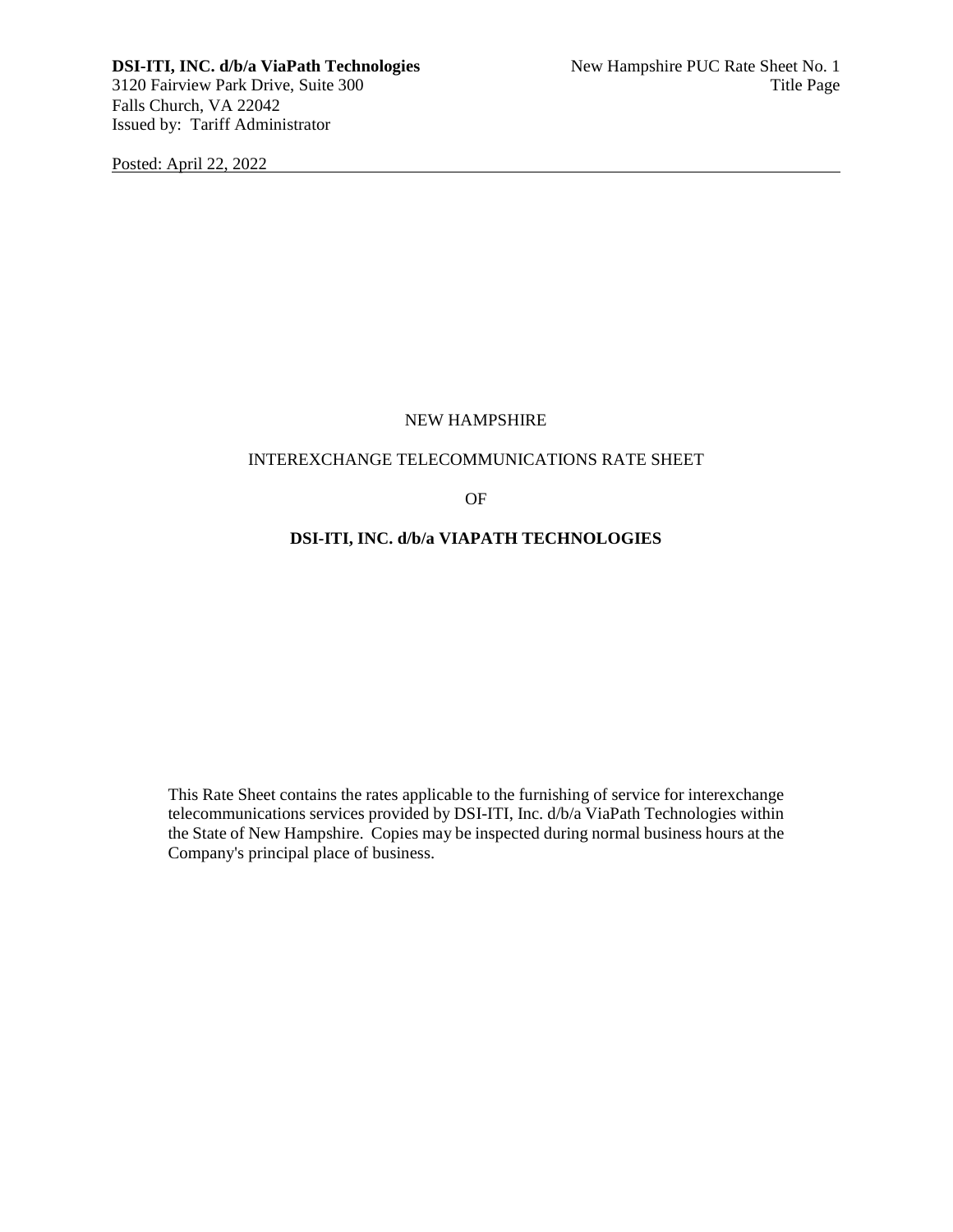**DSI-ITI, INC. d/b/a ViaPath Technologies**
3120 Fairview Park Drive, Suite 300
Falls Church, VA 22042
Issued by: Tariff Administrator

New Hampshire PUC Rate Sheet No. 1
Title Page

Posted: April 22, 2022

NEW HAMPSHIRE

INTEREXCHANGE TELECOMMUNICATIONS RATE SHEET

OF

**DSI-ITI, INC. d/b/a VIAPATH TECHNOLOGIES**

This Rate Sheet contains the rates applicable to the furnishing of service for interexchange telecommunications services provided by DSI-ITI, Inc. d/b/a ViaPath Technologies within the State of New Hampshire. Copies may be inspected during normal business hours at the Company's principal place of business.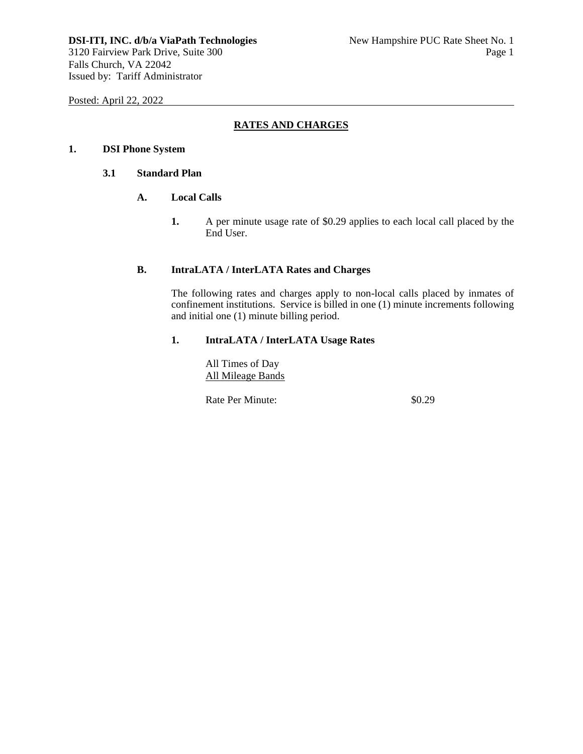**DSI-ITI, INC. d/b/a ViaPath Technologies**
3120 Fairview Park Drive, Suite 300
Falls Church, VA 22042
Issued by: Tariff Administrator

New Hampshire PUC Rate Sheet No. 1

Posted: April 22, 2022

## RATES AND CHARGES

### 1. DSI Phone System

#### 3.1 Standard Plan

**A. Local Calls**

**1.** A per minute usage rate of $0.29 applies to each local call placed by the End User.

**B. IntraLATA / InterLATA Rates and Charges**

The following rates and charges apply to non-local calls placed by inmates of confinement institutions. Service is billed in one (1) minute increments following and initial one (1) minute billing period.

**1. IntraLATA / InterLATA Usage Rates**

All Times of Day
All Mileage Bands

Rate Per Minute: $0.29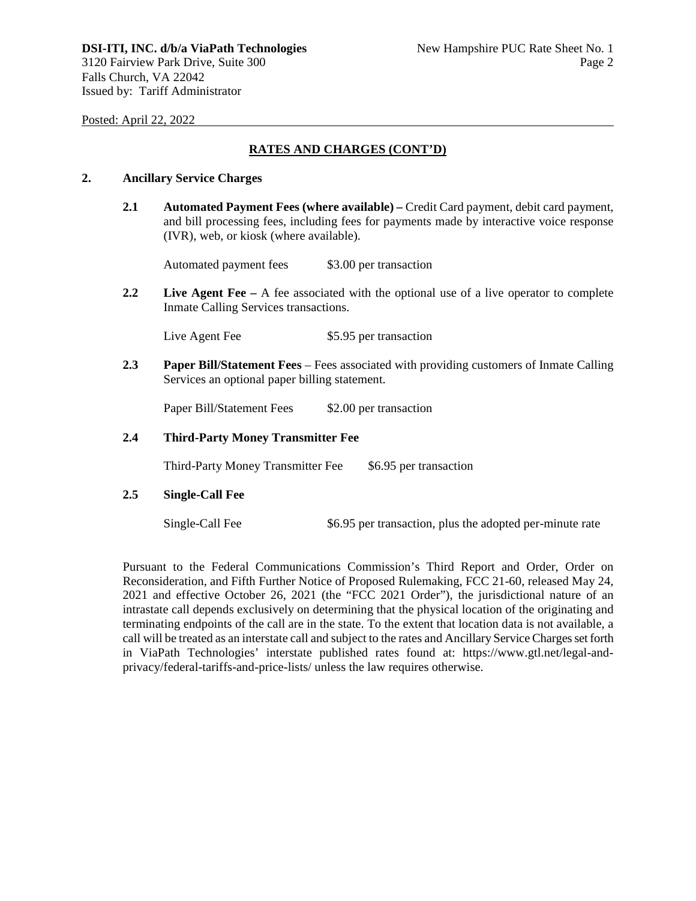## RATES AND CHARGES (CONT'D)

**2. Ancillary Service Charges**

**2.1 Automated Payment Fees (where available) –** Credit Card payment, debit card payment, and bill processing fees, including fees for payments made by interactive voice response (IVR), web, or kiosk (where available).

Automated payment fees $3.00 per transaction

**2.2 Live Agent Fee –** A fee associated with the optional use of a live operator to complete Inmate Calling Services transactions.

Live Agent Fee $5.95 per transaction

**2.3 Paper Bill/Statement Fees** – Fees associated with providing customers of Inmate Calling Services an optional paper billing statement.

Paper Bill/Statement Fees $2.00 per transaction

**2.4 Third-Party Money Transmitter Fee**

Third-Party Money Transmitter Fee $6.95 per transaction

**2.5 Single-Call Fee**

Single-Call Fee $6.95 per transaction, plus the adopted per-minute rate

Pursuant to the Federal Communications Commission's Third Report and Order, Order on Reconsideration, and Fifth Further Notice of Proposed Rulemaking, FCC 21-60, released May 24, 2021 and effective October 26, 2021 (the "FCC 2021 Order"), the jurisdictional nature of an intrastate call depends exclusively on determining that the physical location of the originating and terminating endpoints of the call are in the state. To the extent that location data is not available, a call will be treated as an interstate call and subject to the rates and Ancillary Service Charges set forth in ViaPath Technologies' interstate published rates found at: https://www.gtl.net/legal-and-privacy/federal-tariffs-and-price-lists/ unless the law requires otherwise.